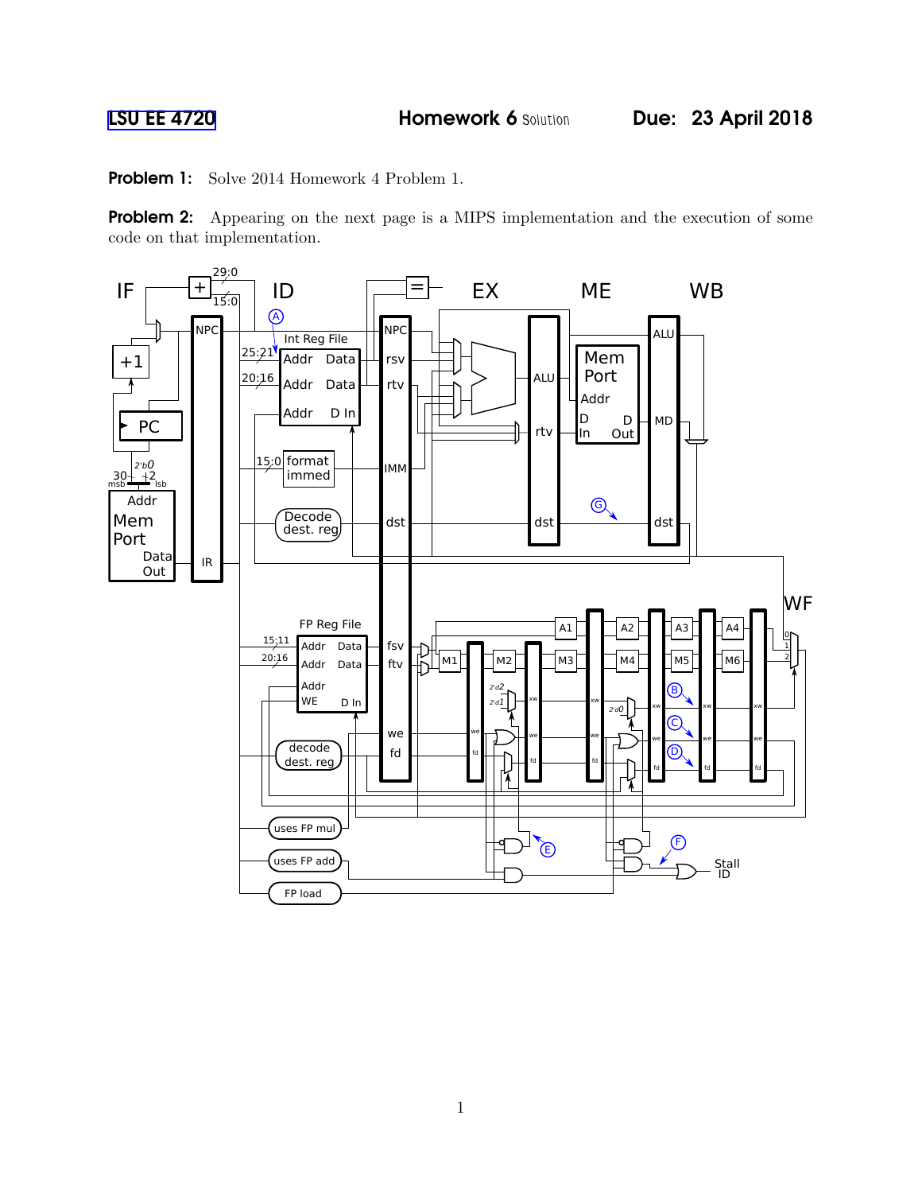LSU EE 4720 **Homework 6** Solution **Due: 23 April 2018**

**Problem 1:** Solve 2014 Homework 4 Problem 1.

**Problem 2:** Appearing on the next page is a MIPS implementation and the execution of some code on that implementation.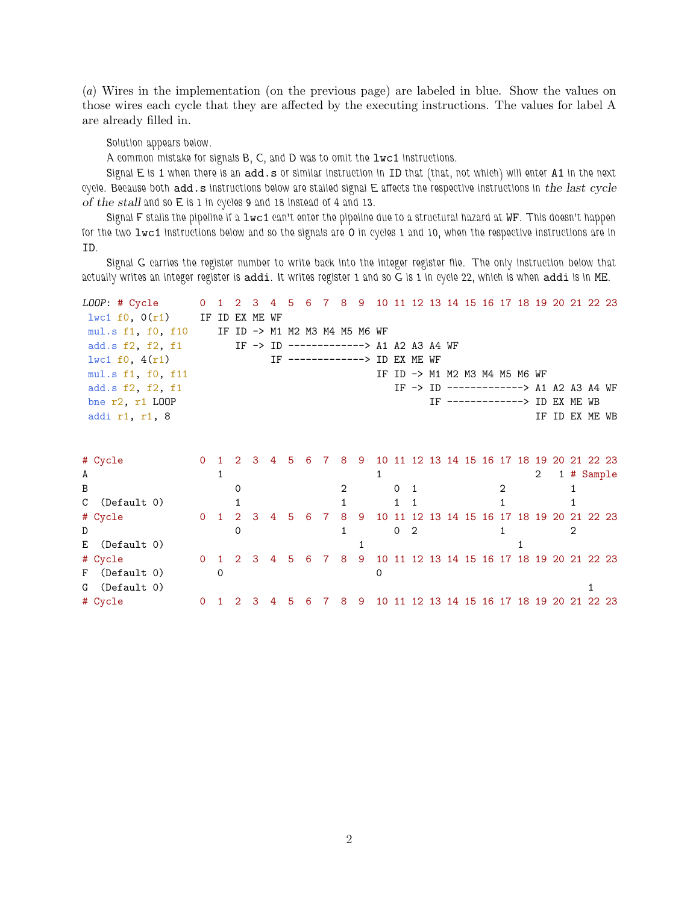(*a*) Wires in the implementation (on the previous page) are labeled in blue. Show the values on those wires each cycle that they are affected by the executing instructions. The values for label A are already filled in.

Solution appears below.

A common mistake for signals B, C, and D was to omit the `lwc1` instructions.

Signal E is 1 when there is an `add.s` or similar instruction in ID that (that, not which) will enter A1 in the next cycle. Because both `add.s` instructions below are stalled signal E affects the respective instructions in *the last cycle of the stall* and so E is 1 in cycles 9 and 18 instead of 4 and 13.

Signal F stalls the pipeline if a `lwc1` can't enter the pipeline due to a structural hazard at WF. This doesn't happen for the two `lwc1` instructions below and so the signals are 0 in cycles 1 and 10, when the respective instructions are in ID.

Signal G carries the register number to write back into the integer register file. The only instruction below that actually writes an integer register is `addi`. It writes register 1 and so G is 1 in cycle 22, which is when `addi` is in ME.

```
LOOP: # Cycle       0  1  2  3  4  5  6  7  8  9  10 11 12 13 14 15 16 17 18 19 20 21 22 23
 lwc1 f0, 0(r1)     IF ID EX ME WF
 mul.s f1, f0, f10     IF ID -> M1 M2 M3 M4 M5 M6 WF
 add.s f2, f2, f1         IF -> ID -------------> A1 A2 A3 A4 WF
 lwc1 f0, 4(r1)                 IF -------------> ID EX ME WF
 mul.s f1, f0, f11                                IF ID -> M1 M2 M3 M4 M5 M6 WF
 add.s f2, f2, f1                                    IF -> ID -------------> A1 A2 A3 A4 WF
 bne r2, r1 LOOP                                           IF -------------> ID EX ME WB
 addi r1, r1, 8                                                              IF ID EX ME WB


# Cycle             0  1  2  3  4  5  6  7  8  9  10 11 12 13 14 15 16 17 18 19 20 21 22 23
A                      1                             1                             2     1 # Sample
B                         0                    2        0  1              2           1
C  (Default 0)            1                    1        1  1              1           1
# Cycle             0  1  2  3  4  5  6  7  8  9  10 11 12 13 14 15 16 17 18 19 20 21 22 23
D                         0                    1        0  2              1           2
E  (Default 0)                                    1                          1
# Cycle             0  1  2  3  4  5  6  7  8  9  10 11 12 13 14 15 16 17 18 19 20 21 22 23
F  (Default 0)         0                             0
G  (Default 0)                                                                           1
# Cycle             0  1  2  3  4  5  6  7  8  9  10 11 12 13 14 15 16 17 18 19 20 21 22 23
```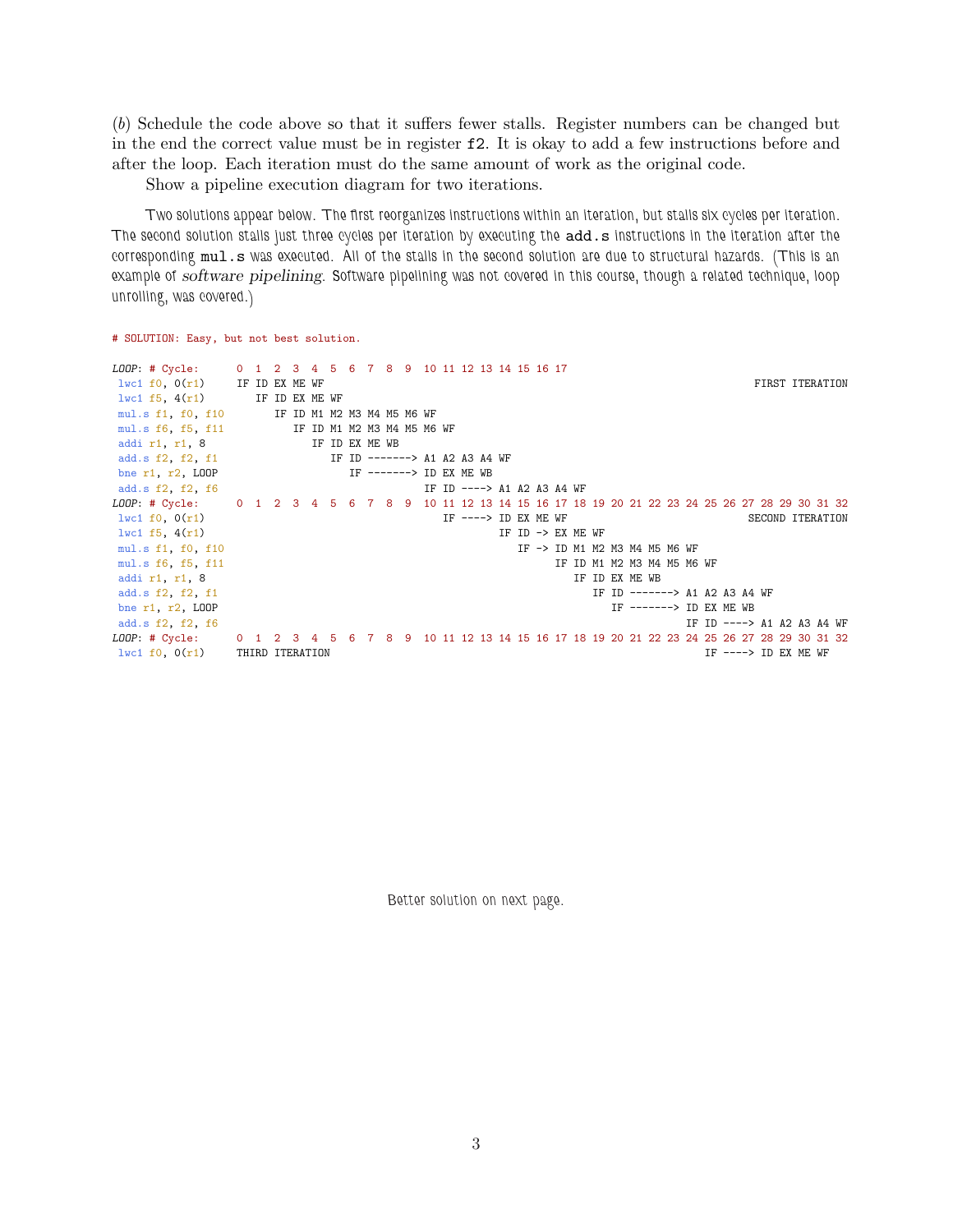(*b*) Schedule the code above so that it suffers fewer stalls. Register numbers can be changed but in the end the correct value must be in register `f2`. It is okay to add a few instructions before and after the loop. Each iteration must do the same amount of work as the original code.

Show a pipeline execution diagram for two iterations.

Two solutions appear below. The first reorganizes instructions within an iteration, but stalls six cycles per iteration. The second solution stalls just three cycles per iteration by executing the `add.s` instructions in the iteration after the corresponding `mul.s` was executed. All of the stalls in the second solution are due to structural hazards. (This is an example of *software pipelining*. Software pipelining was not covered in this course, though a related technique, loop unrolling, was covered.)

```
# SOLUTION: Easy, but not best solution.

LOOP: # Cycle:      0  1  2  3  4  5  6  7  8  9  10 11 12 13 14 15 16 17
 lwc1 f0, 0(r1)     IF ID EX ME WF                                                                FIRST ITERATION
 lwc1 f5, 4(r1)        IF ID EX ME WF
 mul.s f1, f0, f10        IF ID M1 M2 M3 M4 M5 M6 WF
 mul.s f6, f5, f11           IF ID M1 M2 M3 M4 M5 M6 WF
 addi r1, r1, 8                 IF ID EX ME WB
 add.s f2, f2, f1                  IF ID -------> A1 A2 A3 A4 WF
 bne r1, r2, LOOP                     IF -------> ID EX ME WB
 add.s f2, f2, f6                                 IF ID ----> A1 A2 A3 A4 WF
LOOP: # Cycle:      0  1  2  3  4  5  6  7  8  9  10 11 12 13 14 15 16 17 18 19 20 21 22 23 24 25 26 27 28 29 30 31 32
 lwc1 f0, 0(r1)                                      IF ----> ID EX ME WF                               SECOND ITERATION
 lwc1 f5, 4(r1)                                               IF ID -> EX ME WF
 mul.s f1, f0, f10                                               IF -> ID M1 M2 M3 M4 M5 M6 WF
 mul.s f6, f5, f11                                                     IF ID M1 M2 M3 M4 M5 M6 WF
 addi r1, r1, 8                                                           IF ID EX ME WB
 add.s f2, f2, f1                                                            IF ID -------> A1 A2 A3 A4 WF
 bne r1, r2, LOOP                                                               IF -------> ID EX ME WB
 add.s f2, f2, f6                                                                           IF ID ----> A1 A2 A3 A4 WF
LOOP: # Cycle:      0  1  2  3  4  5  6  7  8  9  10 11 12 13 14 15 16 17 18 19 20 21 22 23 24 25 26 27 28 29 30 31 32
 lwc1 f0, 0(r1)     THIRD ITERATION                                                            IF ----> ID EX ME WF
```

Better solution on next page.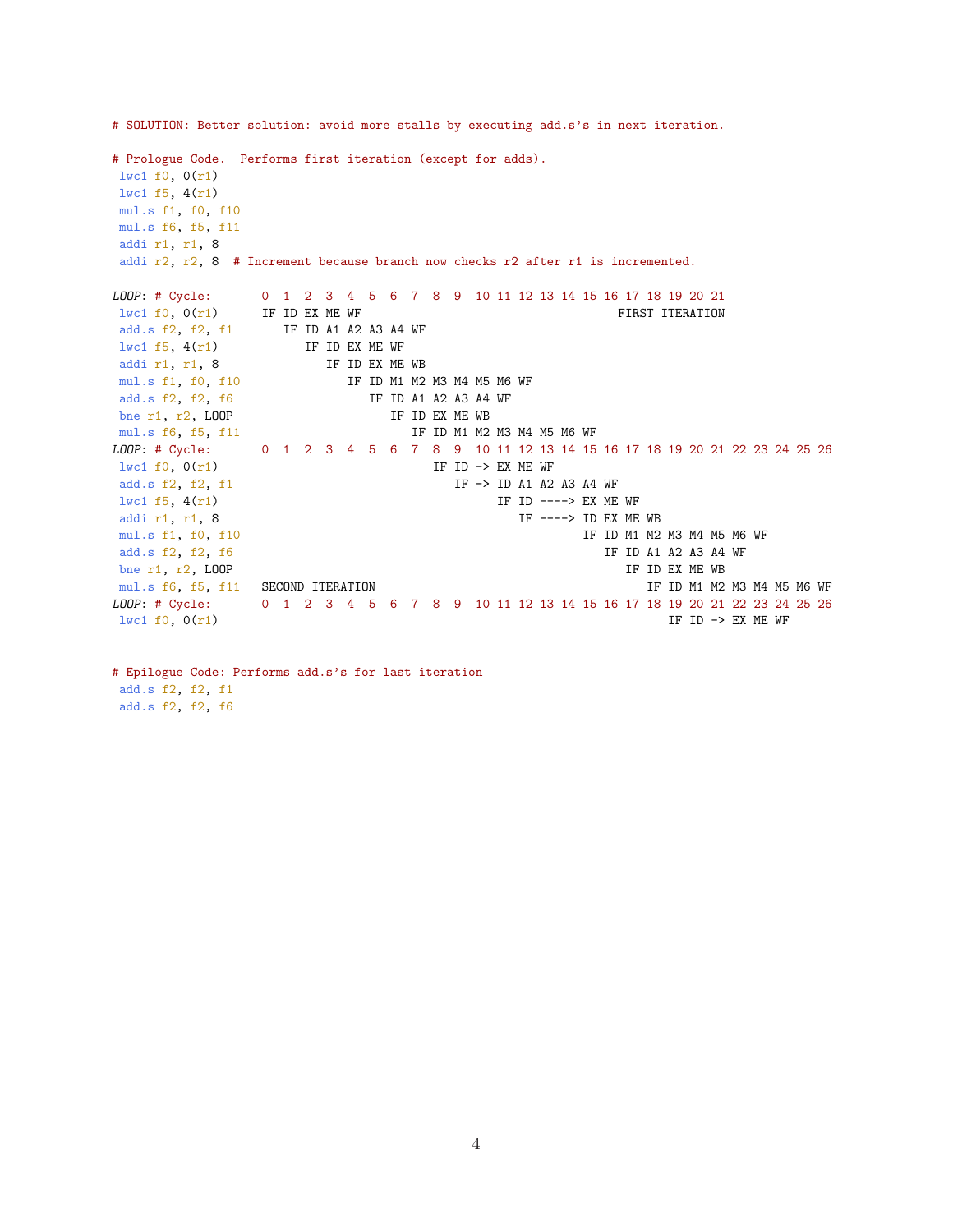```
# SOLUTION: Better solution: avoid more stalls by executing add.s's in next iteration.

# Prologue Code.  Performs first iteration (except for adds).
 lwc1 f0, 0(r1)
 lwc1 f5, 4(r1)
 mul.s f1, f0, f10
 mul.s f6, f5, f11
 addi r1, r1, 8
 addi r2, r2, 8  # Increment because branch now checks r2 after r1 is incremented.

LOOP: # Cycle:       0  1  2  3  4  5  6  7  8  9  10 11 12 13 14 15 16 17 18 19 20 21
 lwc1 f0, 0(r1)      IF ID EX ME WF                                  FIRST ITERATION
 add.s f2, f2, f1       IF ID A1 A2 A3 A4 WF
 lwc1 f5, 4(r1)            IF ID EX ME WF
 addi r1, r1, 8               IF ID EX ME WB
 mul.s f1, f0, f10               IF ID M1 M2 M3 M4 M5 M6 WF
 add.s f2, f2, f6                   IF ID A1 A2 A3 A4 WF
 bne r1, r2, LOOP                      IF ID EX ME WB
 mul.s f6, f5, f11                        IF ID M1 M2 M3 M4 M5 M6 WF
LOOP: # Cycle:       0  1  2  3  4  5  6  7  8  9  10 11 12 13 14 15 16 17 18 19 20 21 22 23 24 25 26
 lwc1 f0, 0(r1)                              IF ID -> EX ME WF
 add.s f2, f2, f1                               IF -> ID A1 A2 A3 A4 WF
 lwc1 f5, 4(r1)                                       IF ID ----> EX ME WF
 addi r1, r1, 8                                          IF ----> ID EX ME WB
 mul.s f1, f0, f10                                                IF ID M1 M2 M3 M4 M5 M6 WF
 add.s f2, f2, f6                                                    IF ID A1 A2 A3 A4 WF
 bne r1, r2, LOOP                                                       IF ID EX ME WB
 mul.s f6, f5, f11   SECOND ITERATION                                      IF ID M1 M2 M3 M4 M5 M6 WF
LOOP: # Cycle:       0  1  2  3  4  5  6  7  8  9  10 11 12 13 14 15 16 17 18 19 20 21 22 23 24 25 26
 lwc1 f0, 0(r1)                                                               IF ID -> EX ME WF


# Epilogue Code: Performs add.s's for last iteration
 add.s f2, f2, f1
 add.s f2, f2, f6
```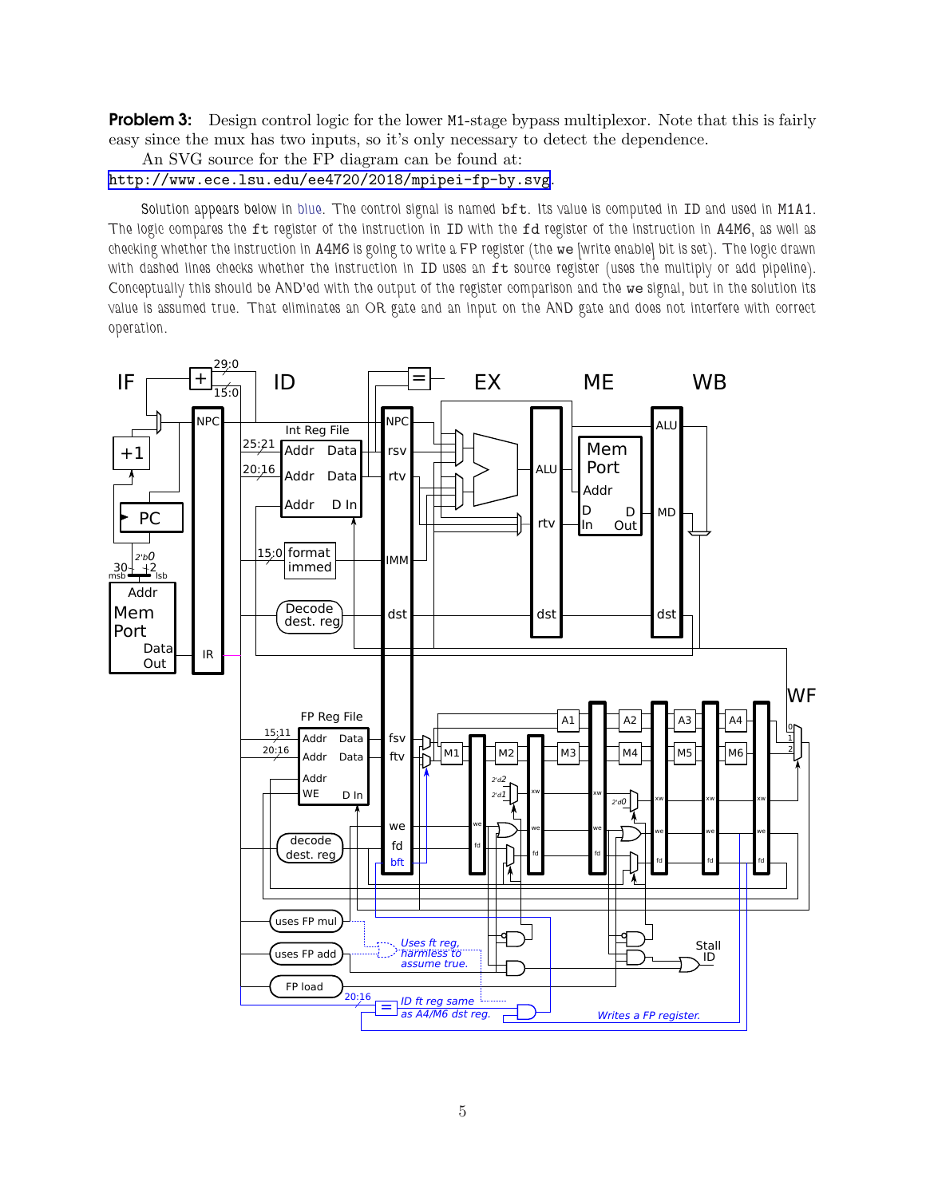**Problem 3:** Design control logic for the lower M1-stage bypass multiplexor. Note that this is fairly easy since the mux has two inputs, so it's only necessary to detect the dependence.

An SVG source for the FP diagram can be found at:
http://www.ece.lsu.edu/ee4720/2018/mpipei-fp-by.svg.

Solution appears below in blue. The control signal is named bft. Its value is computed in ID and used in M1A1. The logic compares the ft register of the instruction in ID with the fd register of the instruction in A4M6, as well as checking whether the instruction in A4M6 is going to write a FP register (the we [write enable] bit is set). The logic drawn with dashed lines checks whether the instruction in ID uses an ft source register (uses the multiply or add pipeline). Conceptually this should be AND'ed with the output of the register comparison and the we signal, but in the solution its value is assumed true. That eliminates an OR gate and an input on the AND gate and does not interfere with correct operation.

IF ID EX ME WB WF

29:0 15:0 NPC +1 PC 2'b0 30 +2 msb lsb Addr Mem Port Data Out IR

25:21 20:16 Int Reg File Addr Data Addr Data Addr D In 15:0 format immed Decode dest. reg NPC rsv rtv IMM dst = ALU rtv dst Mem Port Addr D In D Out ALU MD dst

FP Reg File 15:11 20:16 Addr Data Addr Data Addr WE D In decode dest. reg fsv ftv we fd bft M1 M2 M3 M4 M5 M6 A1 A2 A3 A4 2'd2 2'd1 2'd0 xw we fd 0 1 2

uses FP mul uses FP add FP load 20:16 Uses ft reg, harmless to assume true. = ID ft reg same as A4/M6 dst reg. Writes a FP register. Stall ID